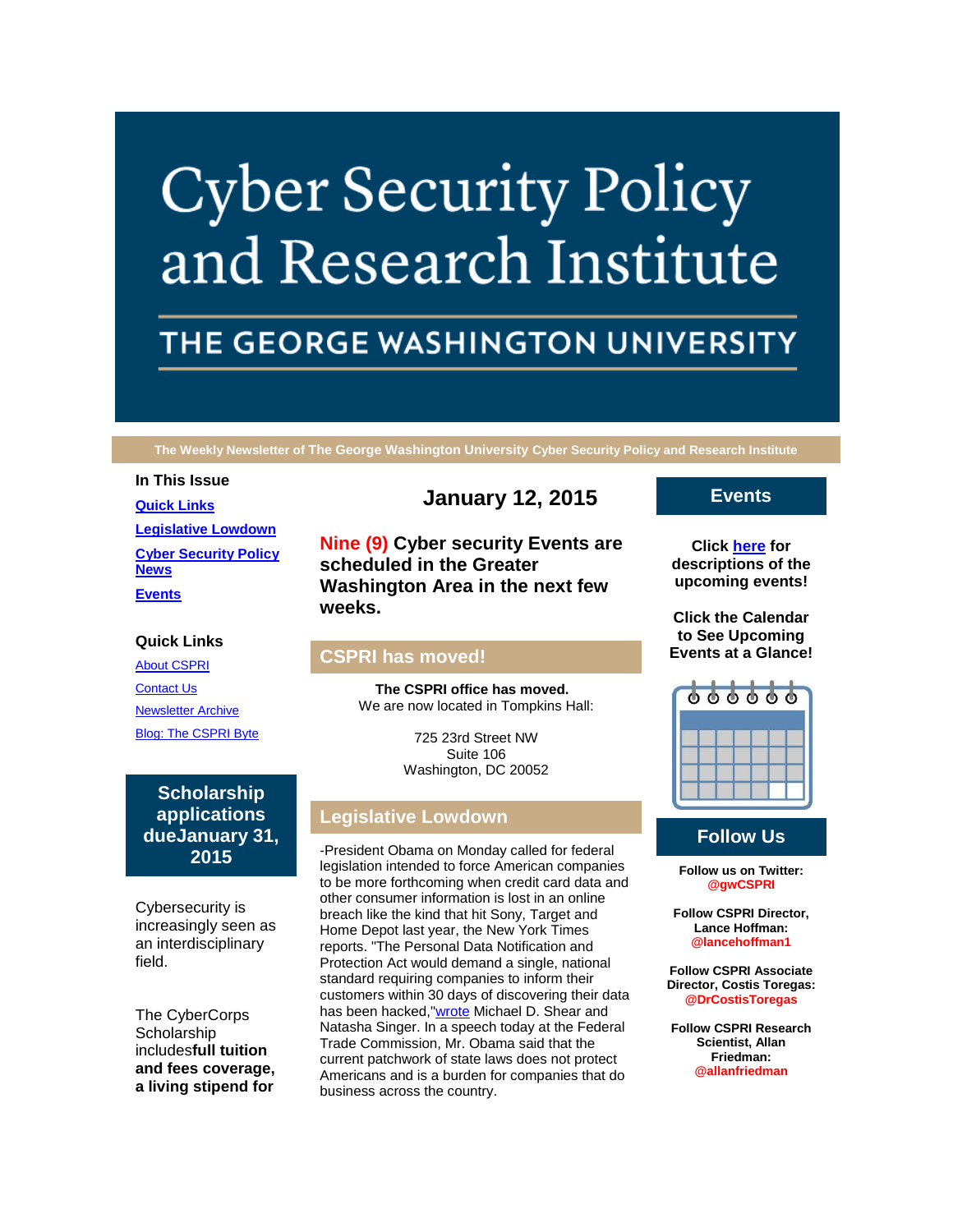# Cyber Security Policy and Research Institute

## THE GEORGE WASHINGTON UNIVERSITY

**The Weekly Newsletter of The George Washington University Cyber Security Policy and Research Institute**

**In This Issue**

**Quick Links**

**Legislative Lowdown**

**Cyber Security Policy News**

**Events**

**Quick Links**

About CSPRI

Contact Us

Newsletter Archive

Blog: The CSPRI Byte

## Scholarship applications dueJanuary 31, 2015

Cybersecurity is increasingly seen as an interdisciplinary field.

The CyberCorps Scholarship includes**full tuition and fees coverage, a living stipend for**

## January 12, 2015

**Nine (9) Cyber security Events are scheduled in the Greater Washington Area in the next few weeks.**

## CSPRI has moved!

**The CSPRI office has moved.**
We are now located in Tompkins Hall:

725 23rd Street NW
Suite 106
Washington, DC 20052

## Legislative Lowdown

-President Obama on Monday called for federal legislation intended to force American companies to be more forthcoming when credit card data and other consumer information is lost in an online breach like the kind that hit Sony, Target and Home Depot last year, the New York Times reports. "The Personal Data Notification and Protection Act would demand a single, national standard requiring companies to inform their customers within 30 days of discovering their data has been hacked,"wrote Michael D. Shear and Natasha Singer. In a speech today at the Federal Trade Commission, Mr. Obama said that the current patchwork of state laws does not protect Americans and is a burden for companies that do business across the country.

## Events

**Click here for descriptions of the upcoming events!**

**Click the Calendar to See Upcoming Events at a Glance!**

## Follow Us

**Follow us on Twitter: @gwCSPRI**

**Follow CSPRI Director, Lance Hoffman: @lancehoffman1**

**Follow CSPRI Associate Director, Costis Toregas: @DrCostisToregas**

**Follow CSPRI Research Scientist, Allan Friedman: @allanfriedman**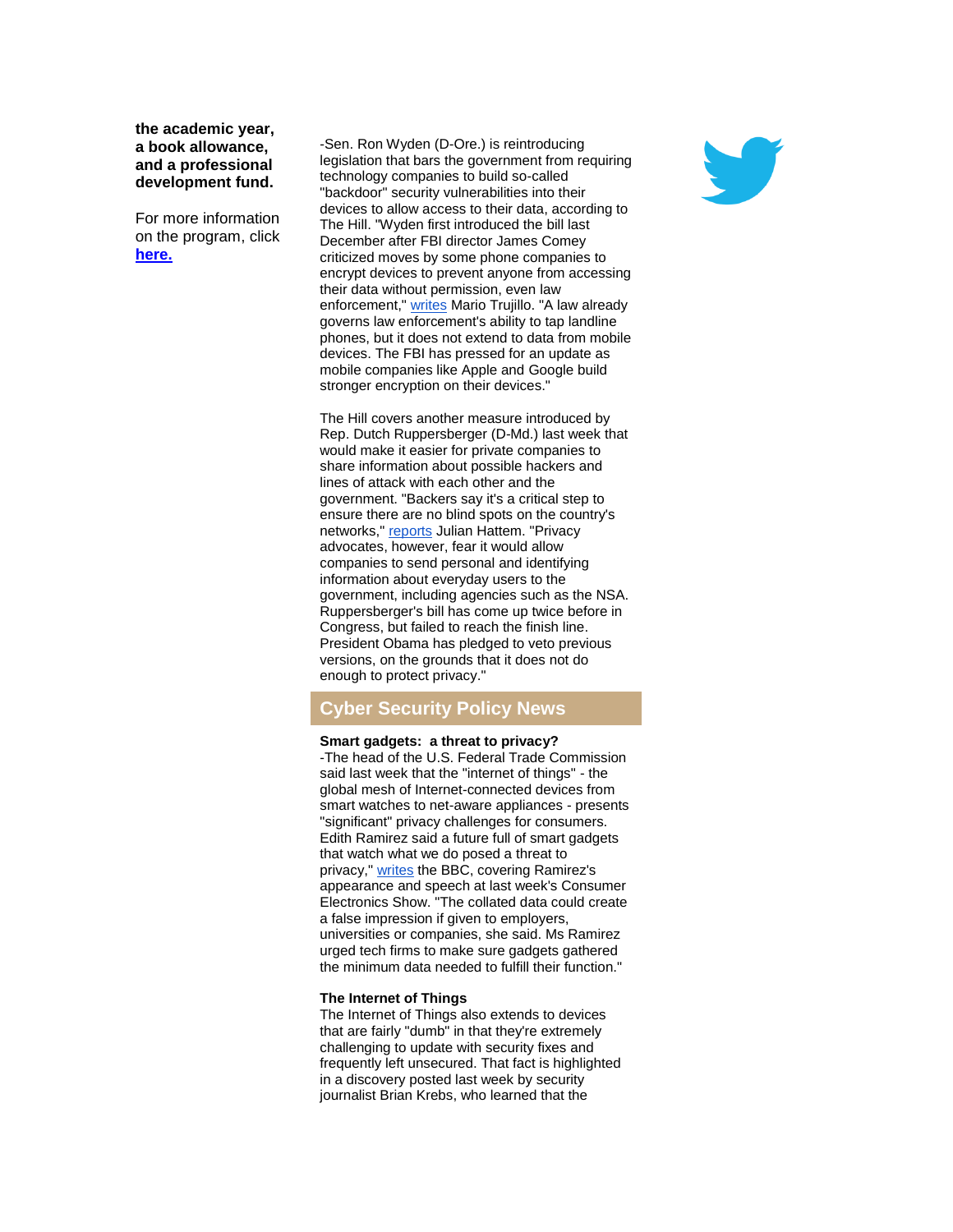**the academic year, a book allowance, and a professional development fund.**

For more information on the program, click **here.**

-Sen. Ron Wyden (D-Ore.) is reintroducing legislation that bars the government from requiring technology companies to build so-called "backdoor" security vulnerabilities into their devices to allow access to their data, according to The Hill. "Wyden first introduced the bill last December after FBI director James Comey criticized moves by some phone companies to encrypt devices to prevent anyone from accessing their data without permission, even law enforcement," writes Mario Trujillo. "A law already governs law enforcement's ability to tap landline phones, but it does not extend to data from mobile devices. The FBI has pressed for an update as mobile companies like Apple and Google build stronger encryption on their devices."

The Hill covers another measure introduced by Rep. Dutch Ruppersberger (D-Md.) last week that would make it easier for private companies to share information about possible hackers and lines of attack with each other and the government. "Backers say it's a critical step to ensure there are no blind spots on the country's networks," reports Julian Hattem. "Privacy advocates, however, fear it would allow companies to send personal and identifying information about everyday users to the government, including agencies such as the NSA. Ruppersberger's bill has come up twice before in Congress, but failed to reach the finish line. President Obama has pledged to veto previous versions, on the grounds that it does not do enough to protect privacy."

## Cyber Security Policy News

**Smart gadgets: a threat to privacy?**
-The head of the U.S. Federal Trade Commission said last week that the "internet of things" - the global mesh of Internet-connected devices from smart watches to net-aware appliances - presents "significant" privacy challenges for consumers. Edith Ramirez said a future full of smart gadgets that watch what we do posed a threat to privacy," writes the BBC, covering Ramirez's appearance and speech at last week's Consumer Electronics Show. "The collated data could create a false impression if given to employers, universities or companies, she said. Ms Ramirez urged tech firms to make sure gadgets gathered the minimum data needed to fulfill their function."

**The Internet of Things**
The Internet of Things also extends to devices that are fairly "dumb" in that they're extremely challenging to update with security fixes and frequently left unsecured. That fact is highlighted in a discovery posted last week by security journalist Brian Krebs, who learned that the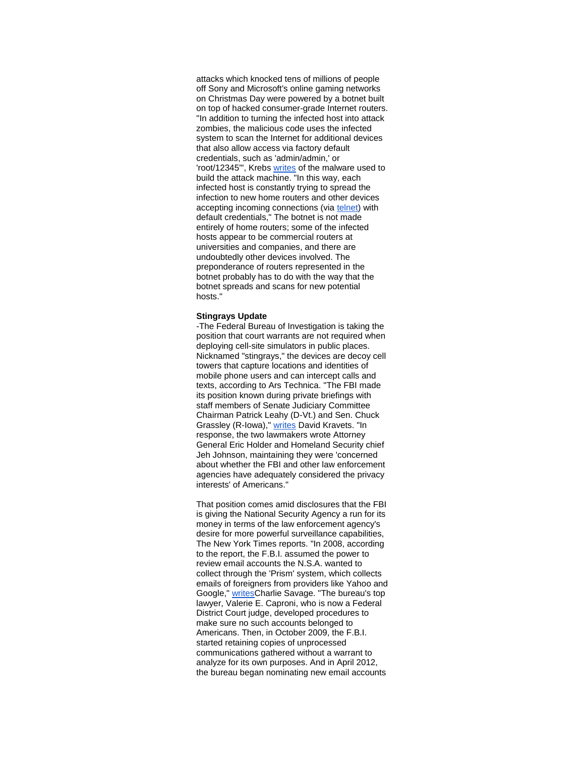attacks which knocked tens of millions of people off Sony and Microsoft's online gaming networks on Christmas Day were powered by a botnet built on top of hacked consumer-grade Internet routers. "In addition to turning the infected host into attack zombies, the malicious code uses the infected system to scan the Internet for additional devices that also allow access via factory default credentials, such as 'admin/admin,' or 'root/12345'", Krebs [writes](#) of the malware used to build the attack machine. "In this way, each infected host is constantly trying to spread the infection to new home routers and other devices accepting incoming connections (via [telnet](#)) with default credentials," The botnet is not made entirely of home routers; some of the infected hosts appear to be commercial routers at universities and companies, and there are undoubtedly other devices involved. The preponderance of routers represented in the botnet probably has to do with the way that the botnet spreads and scans for new potential hosts."

**Stingrays Update**

-The Federal Bureau of Investigation is taking the position that court warrants are not required when deploying cell-site simulators in public places. Nicknamed "stingrays," the devices are decoy cell towers that capture locations and identities of mobile phone users and can intercept calls and texts, according to Ars Technica. "The FBI made its position known during private briefings with staff members of Senate Judiciary Committee Chairman Patrick Leahy (D-Vt.) and Sen. Chuck Grassley (R-Iowa)," [writes](#) David Kravets. "In response, the two lawmakers wrote Attorney General Eric Holder and Homeland Security chief Jeh Johnson, maintaining they were 'concerned about whether the FBI and other law enforcement agencies have adequately considered the privacy interests' of Americans."

That position comes amid disclosures that the FBI is giving the National Security Agency a run for its money in terms of the law enforcement agency's desire for more powerful surveillance capabilities, The New York Times reports. "In 2008, according to the report, the F.B.I. assumed the power to review email accounts the N.S.A. wanted to collect through the 'Prism' system, which collects emails of foreigners from providers like Yahoo and Google," [writes](#)Charlie Savage. "The bureau's top lawyer, Valerie E. Caproni, who is now a Federal District Court judge, developed procedures to make sure no such accounts belonged to Americans. Then, in October 2009, the F.B.I. started retaining copies of unprocessed communications gathered without a warrant to analyze for its own purposes. And in April 2012, the bureau began nominating new email accounts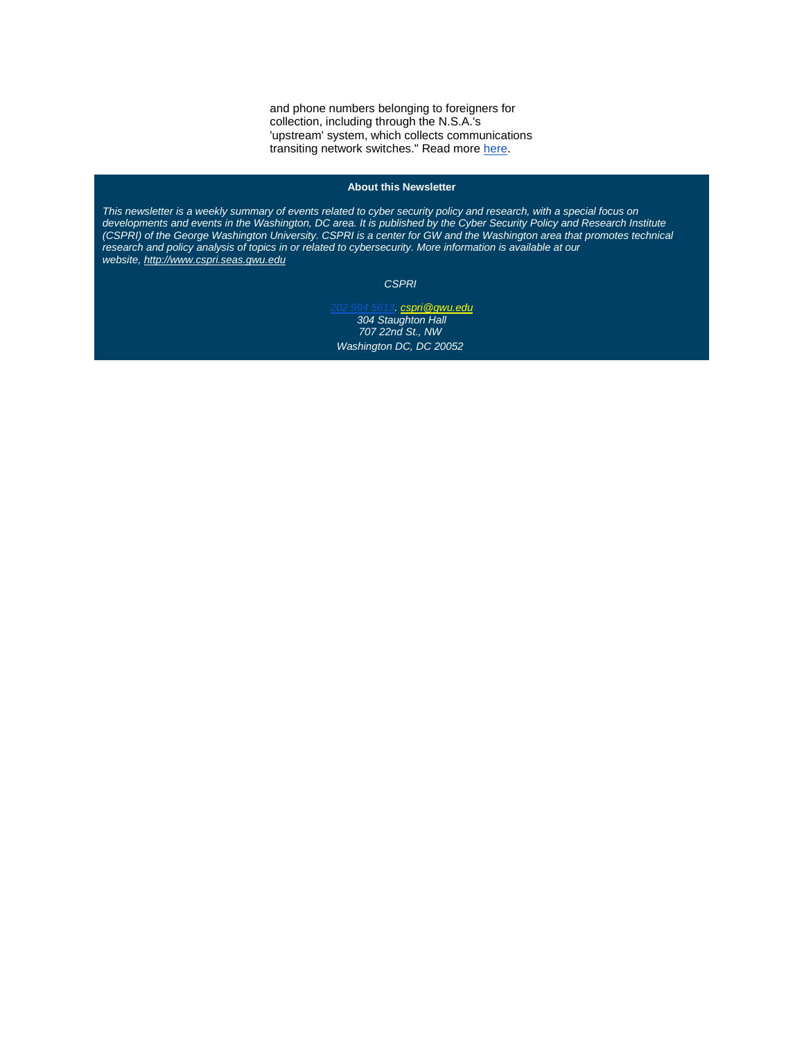and phone numbers belonging to foreigners for collection, including through the N.S.A.'s 'upstream' system, which collects communications transiting network switches." Read more here.

**About this Newsletter**

*This newsletter is a weekly summary of events related to cyber security policy and research, with a special focus on developments and events in the Washington, DC area. It is published by the Cyber Security Policy and Research Institute (CSPRI) of the George Washington University. CSPRI is a center for GW and the Washington area that promotes technical research and policy analysis of topics in or related to cybersecurity. More information is available at our website, http://www.cspri.seas.gwu.edu*

*CSPRI*

*202 994 5613, cspri@gwu.edu*
*304 Staughton Hall*
*707 22nd St., NW*
*Washington DC, DC 20052*